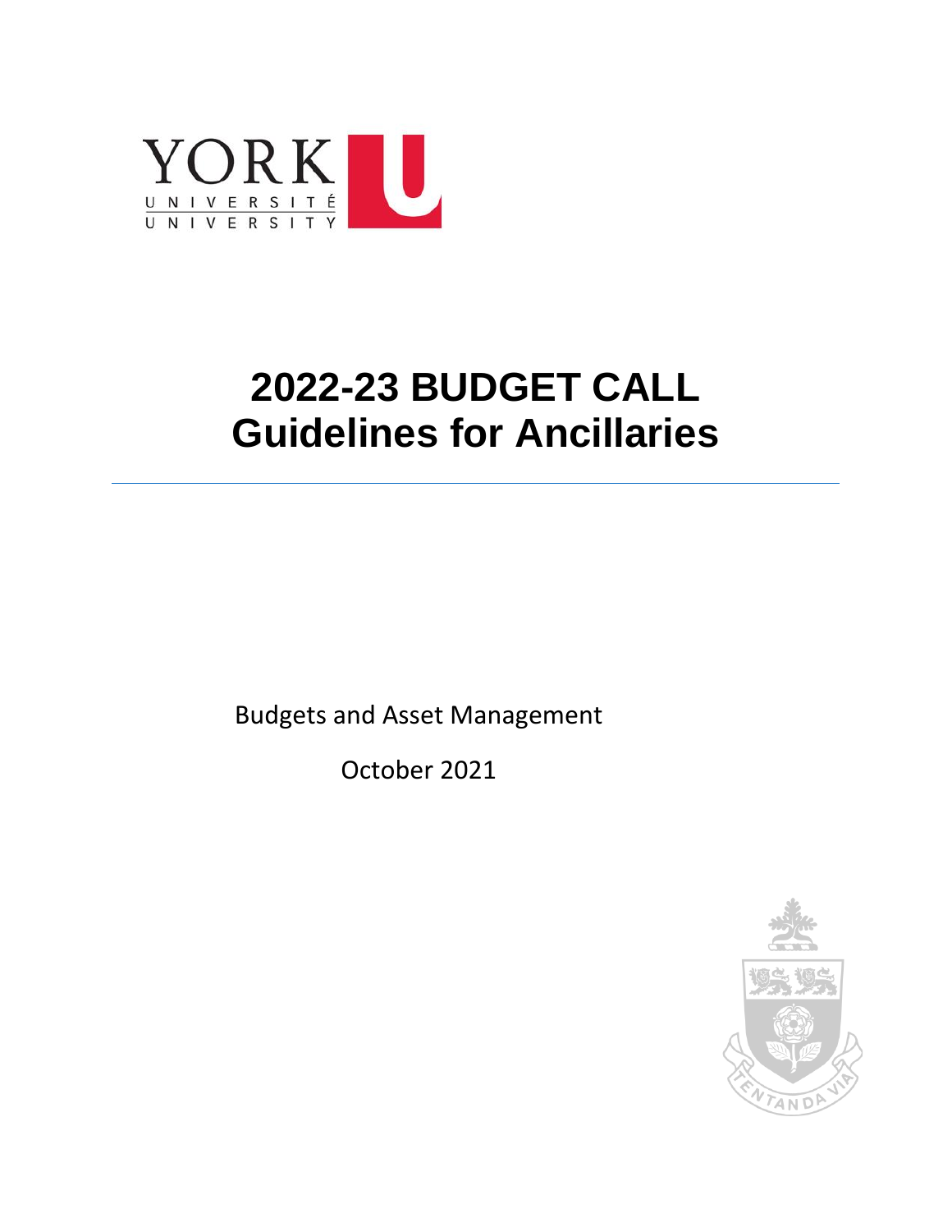# 2022-23 BUDGET CALL
# Guidelines for Ancillaries

Budgets and Asset Management

October 2021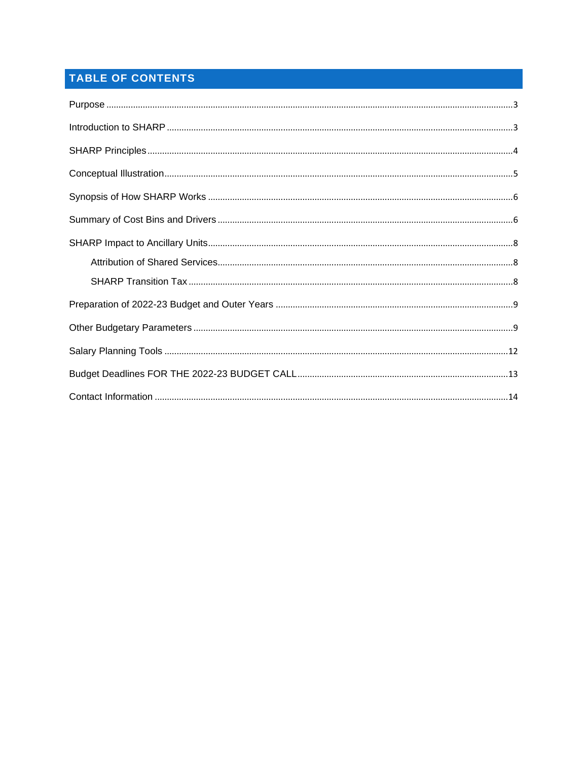## TABLE OF CONTENTS

Purpose ........................................................................................................................................3

Introduction to SHARP ................................................................................................................3

SHARP Principles ........................................................................................................................4

Conceptual Illustration ..................................................................................................................5

Synopsis of How SHARP Works ..................................................................................................6

Summary of Cost Bins and Drivers ..............................................................................................6

SHARP Impact to Ancillary Units .................................................................................................8

- Attribution of Shared Services ..................................................................................................8
- SHARP Transition Tax ..............................................................................................................8

Preparation of 2022-23 Budget and Outer Years .........................................................................9

Other Budgetary Parameters ........................................................................................................9

Salary Planning Tools .................................................................................................................12

Budget Deadlines FOR THE 2022-23 BUDGET CALL ...............................................................13

Contact Information ....................................................................................................................14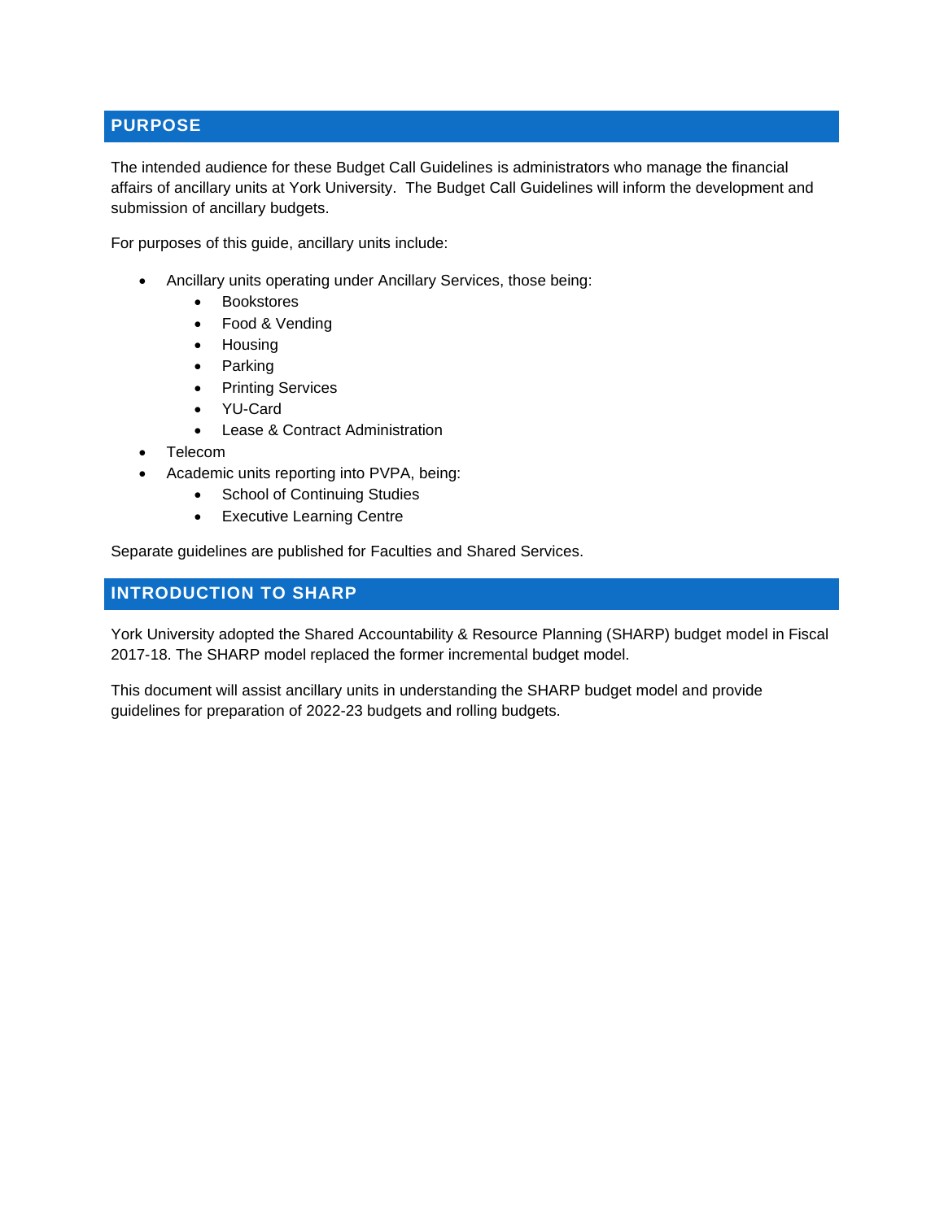## PURPOSE

The intended audience for these Budget Call Guidelines is administrators who manage the financial affairs of ancillary units at York University. The Budget Call Guidelines will inform the development and submission of ancillary budgets.

For purposes of this guide, ancillary units include:

- Ancillary units operating under Ancillary Services, those being:
  - Bookstores
  - Food & Vending
  - Housing
  - Parking
  - Printing Services
  - YU-Card
  - Lease & Contract Administration
- Telecom
- Academic units reporting into PVPA, being:
  - School of Continuing Studies
  - Executive Learning Centre

Separate guidelines are published for Faculties and Shared Services.

## INTRODUCTION TO SHARP

York University adopted the Shared Accountability & Resource Planning (SHARP) budget model in Fiscal 2017-18. The SHARP model replaced the former incremental budget model.

This document will assist ancillary units in understanding the SHARP budget model and provide guidelines for preparation of 2022-23 budgets and rolling budgets.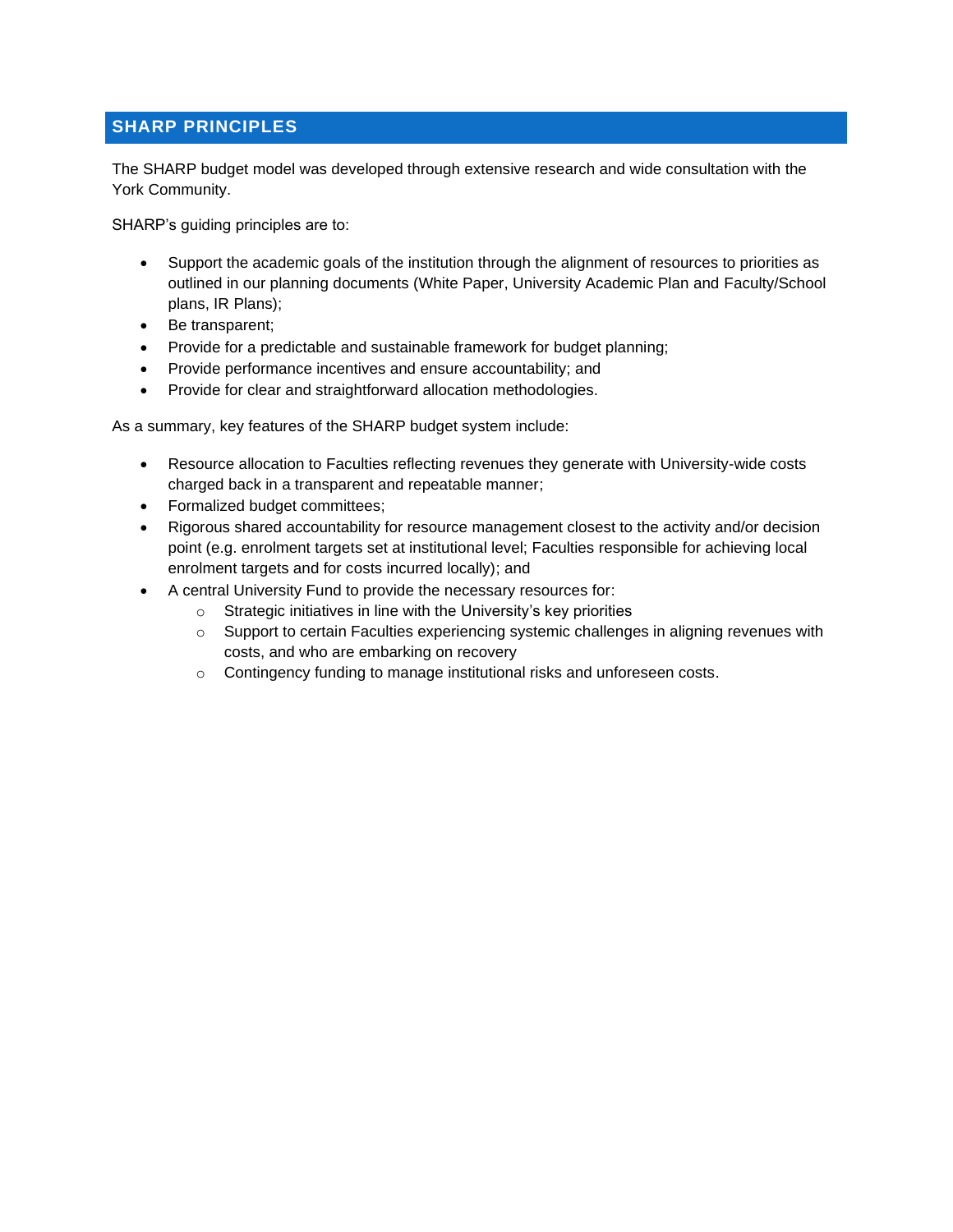## SHARP PRINCIPLES

The SHARP budget model was developed through extensive research and wide consultation with the York Community.

SHARP's guiding principles are to:

- Support the academic goals of the institution through the alignment of resources to priorities as outlined in our planning documents (White Paper, University Academic Plan and Faculty/School plans, IR Plans);
- Be transparent;
- Provide for a predictable and sustainable framework for budget planning;
- Provide performance incentives and ensure accountability; and
- Provide for clear and straightforward allocation methodologies.

As a summary, key features of the SHARP budget system include:

- Resource allocation to Faculties reflecting revenues they generate with University-wide costs charged back in a transparent and repeatable manner;
- Formalized budget committees;
- Rigorous shared accountability for resource management closest to the activity and/or decision point (e.g. enrolment targets set at institutional level; Faculties responsible for achieving local enrolment targets and for costs incurred locally); and
- A central University Fund to provide the necessary resources for:
  - Strategic initiatives in line with the University's key priorities
  - Support to certain Faculties experiencing systemic challenges in aligning revenues with costs, and who are embarking on recovery
  - Contingency funding to manage institutional risks and unforeseen costs.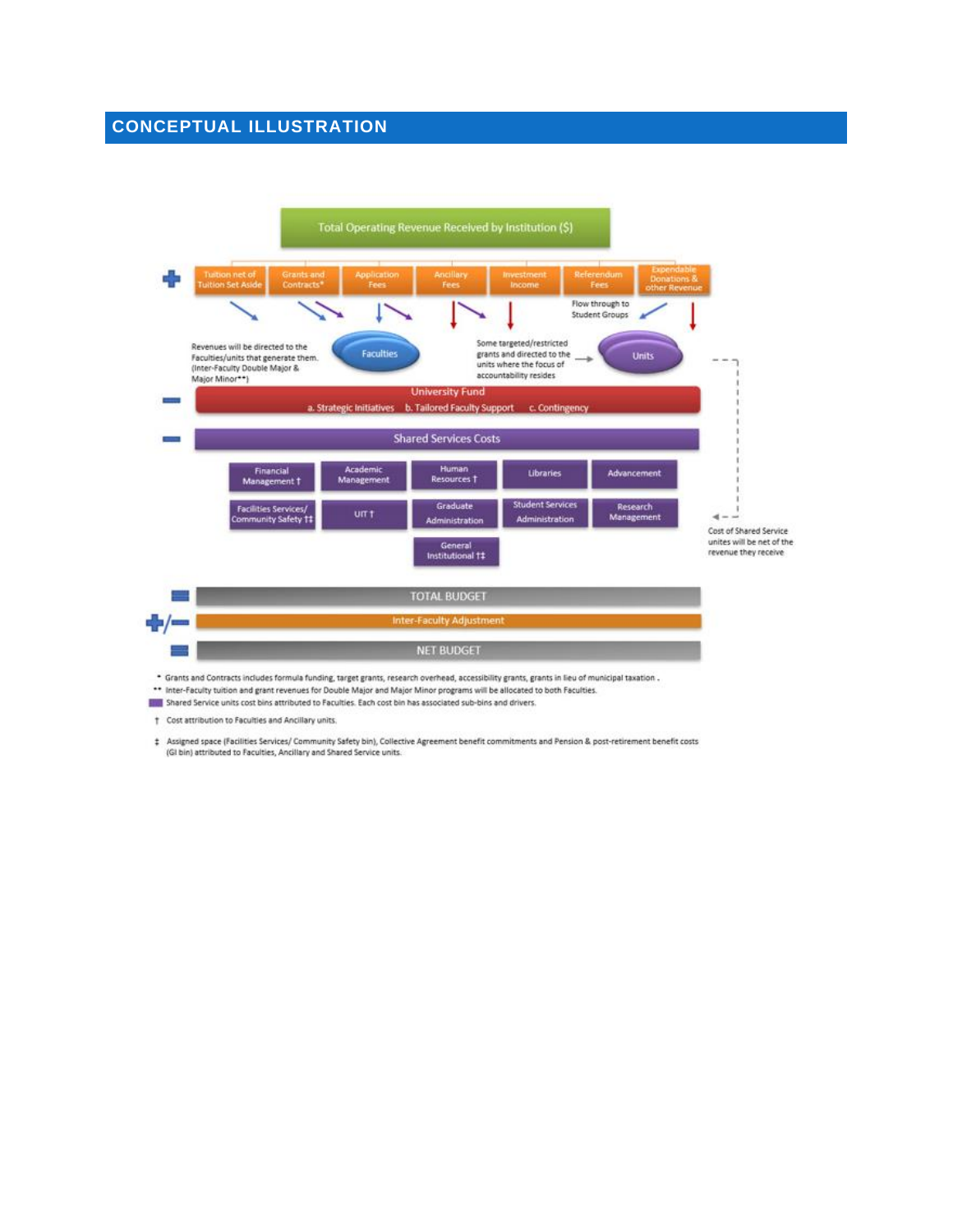## CONCEPTUAL ILLUSTRATION

Total Operating Revenue Received by Institution ($)

**+**

- Tuition net of Tuition Set Aside
- Grants and Contracts*
- Application Fees
- Ancillary Fees
- Investment Income
- Referendum Fees
- Expendable Donations & other Revenue

Flow through to Student Groups

Revenues will be directed to the Faculties/units that generate them. (Inter-Faculty Double Major & Major Minor**)

Faculties

Some targeted/restricted grants and directed to the units where the focus of accountability resides

Units

**−** University Fund

a. Strategic Initiatives b. Tailored Faculty Support c. Contingency

**−** Shared Services Costs

- Financial Management †
- Academic Management
- Human Resources †
- Libraries
- Advancement
- Facilities Services/ Community Safety †‡
- UIT †
- Graduate Administration
- Student Services Administration
- Research Management
- General Institutional †‡

Cost of Shared Service unites will be net of the revenue they receive

**=** TOTAL BUDGET

**+/−** Inter-Faculty Adjustment

**=** NET BUDGET

\* Grants and Contracts includes formula funding, target grants, research overhead, accessibility grants, grants in lieu of municipal taxation .

\*\* Inter-Faculty tuition and grant revenues for Double Major and Major Minor programs will be allocated to both Faculties.

Shared Service units cost bins attributed to Faculties. Each cost bin has associated sub-bins and drivers.

† Cost attribution to Faculties and Ancillary units.

‡ Assigned space (Facilities Services/ Community Safety bin), Collective Agreement benefit commitments and Pension & post-retirement benefit costs (GI bin) attributed to Faculties, Ancillary and Shared Service units.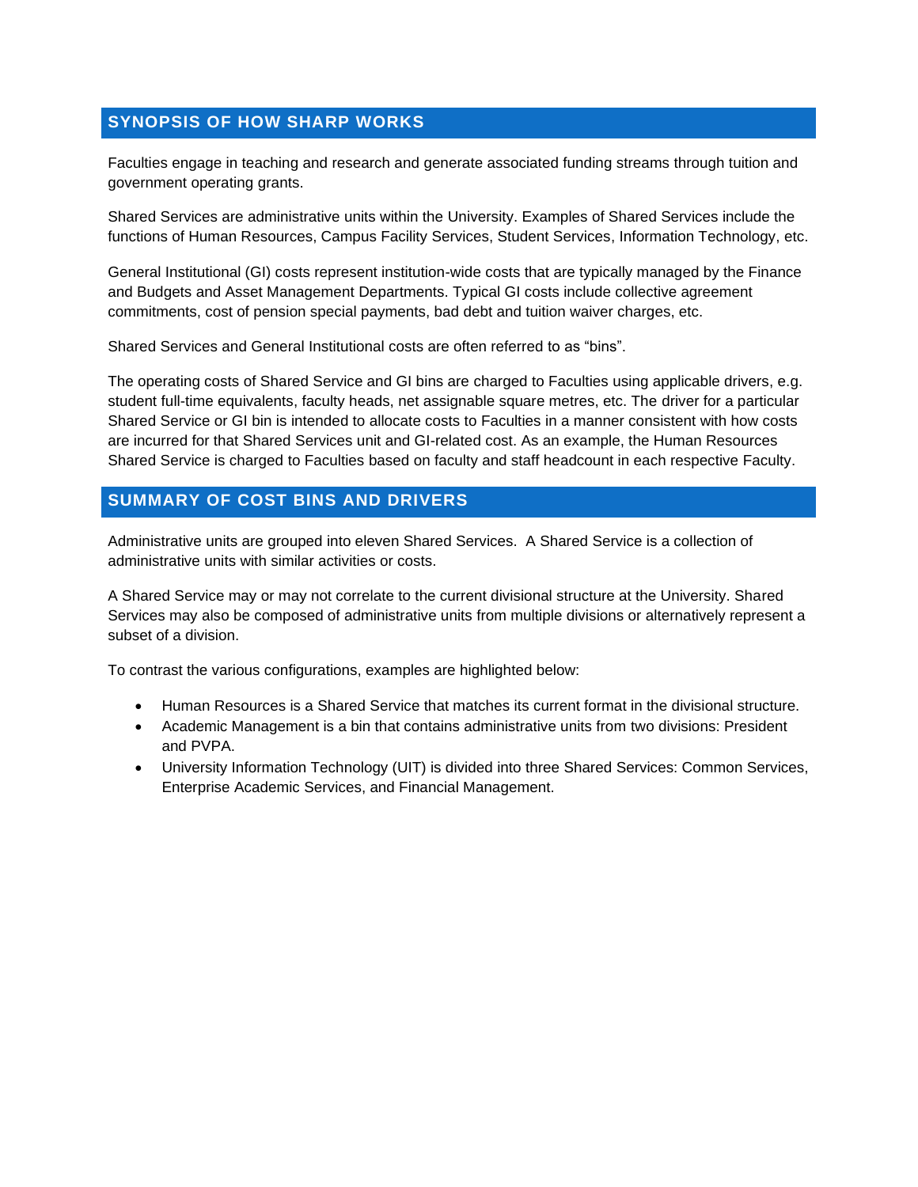## SYNOPSIS OF HOW SHARP WORKS

Faculties engage in teaching and research and generate associated funding streams through tuition and government operating grants.

Shared Services are administrative units within the University. Examples of Shared Services include the functions of Human Resources, Campus Facility Services, Student Services, Information Technology, etc.

General Institutional (GI) costs represent institution-wide costs that are typically managed by the Finance and Budgets and Asset Management Departments. Typical GI costs include collective agreement commitments, cost of pension special payments, bad debt and tuition waiver charges, etc.

Shared Services and General Institutional costs are often referred to as “bins”.

The operating costs of Shared Service and GI bins are charged to Faculties using applicable drivers, e.g. student full-time equivalents, faculty heads, net assignable square metres, etc. The driver for a particular Shared Service or GI bin is intended to allocate costs to Faculties in a manner consistent with how costs are incurred for that Shared Services unit and GI-related cost. As an example, the Human Resources Shared Service is charged to Faculties based on faculty and staff headcount in each respective Faculty.

## SUMMARY OF COST BINS AND DRIVERS

Administrative units are grouped into eleven Shared Services. A Shared Service is a collection of administrative units with similar activities or costs.

A Shared Service may or may not correlate to the current divisional structure at the University. Shared Services may also be composed of administrative units from multiple divisions or alternatively represent a subset of a division.

To contrast the various configurations, examples are highlighted below:

- Human Resources is a Shared Service that matches its current format in the divisional structure.
- Academic Management is a bin that contains administrative units from two divisions: President and PVPA.
- University Information Technology (UIT) is divided into three Shared Services: Common Services, Enterprise Academic Services, and Financial Management.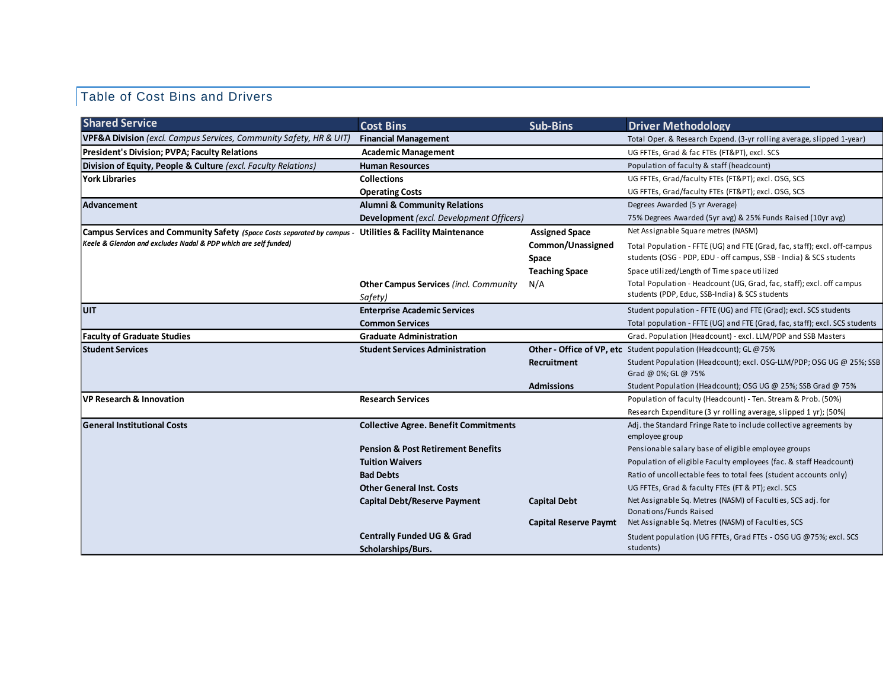## Table of Cost Bins and Drivers

| Shared Service | Cost Bins | Sub-Bins | Driver Methodology |
|---|---|---|---|
| **VPF&A Division** *(excl. Campus Services, Community Safety, HR & UIT)* | **Financial Management** | | Total Oper. & Research Expend. (3-yr rolling average, slipped 1-year) |
| **President's Division; PVPA; Faculty Relations** | **Academic Management** | | UG FFTEs, Grad & fac FTEs (FT&PT), excl. SCS |
| **Division of Equity, People & Culture** *(excl. Faculty Relations)* | **Human Resources** | | Population of faculty & staff (headcount) |
| **York Libraries** | **Collections** | | UG FFTEs, Grad/faculty FTEs (FT&PT); excl. OSG, SCS |
| | **Operating Costs** | | UG FFTEs, Grad/faculty FTEs (FT&PT); excl. OSG, SCS |
| **Advancement** | **Alumni & Community Relations** | | Degrees Awarded (5 yr Average) |
| | **Development** *(excl. Development Officers)* | | 75% Degrees Awarded (5yr avg) & 25% Funds Raised (10yr avg) |
| **Campus Services and Community Safety** *(Space Costs separated by campus - Keele & Glendon and excludes Nadal & PDP which are self funded)* | **Utilities & Facility Maintenance** | **Assigned Space** | Net Assignable Square metres (NASM) |
| | | **Common/Unassigned Space** | Total Population - FFTE (UG) and FTE (Grad, fac, staff); excl. off-campus students (OSG - PDP, EDU - off campus, SSB - India) & SCS students |
| | | **Teaching Space** | Space utilized/Length of Time space utilized |
| | **Other Campus Services** *(incl. Community Safety)* | N/A | Total Population - Headcount (UG, Grad, fac, staff); excl. off campus students (PDP, Educ, SSB-India) & SCS students |
| **UIT** | **Enterprise Academic Services** | | Student population - FFTE (UG) and FTE (Grad); excl. SCS students |
| | **Common Services** | | Total population - FFTE (UG) and FTE (Grad, fac, staff); excl. SCS students |
| **Faculty of Graduate Studies** | **Graduate Administration** | | Grad. Population (Headcount) - excl. LLM/PDP and SSB Masters |
| **Student Services** | **Student Services Administration** | **Other - Office of VP, etc** | Student population (Headcount); GL @75% |
| | | **Recruitment** | Student Population (Headcount); excl. OSG-LLM/PDP; OSG UG @ 25%; SSB Grad @ 0%; GL @ 75% |
| | | **Admissions** | Student Population (Headcount); OSG UG @ 25%; SSB Grad @ 75% |
| **VP Research & Innovation** | **Research Services** | | Population of faculty (Headcount) - Ten. Stream & Prob. (50%) |
| | | | Research Expenditure (3 yr rolling average, slipped 1 yr); (50%) |
| **General Institutional Costs** | **Collective Agree. Benefit Commitments** | | Adj. the Standard Fringe Rate to include collective agreements by employee group |
| | **Pension & Post Retirement Benefits** | | Pensionable salary base of eligible employee groups |
| | **Tuition Waivers** | | Population of eligible Faculty employees (fac. & staff Headcount) |
| | **Bad Debts** | | Ratio of uncollectable fees to total fees (student accounts only) |
| | **Other General Inst. Costs** | | UG FFTEs, Grad & faculty FTEs (FT & PT); excl. SCS |
| | **Capital Debt/Reserve Payment** | **Capital Debt** | Net Assignable Sq. Metres (NASM) of Faculties, SCS adj. for Donations/Funds Raised |
| | | **Capital Reserve Paymt** | Net Assignable Sq. Metres (NASM) of Faculties, SCS |
| | **Centrally Funded UG & Grad Scholarships/Burs.** | | Student population (UG FFTEs, Grad FTEs - OSG UG @75%; excl. SCS students) |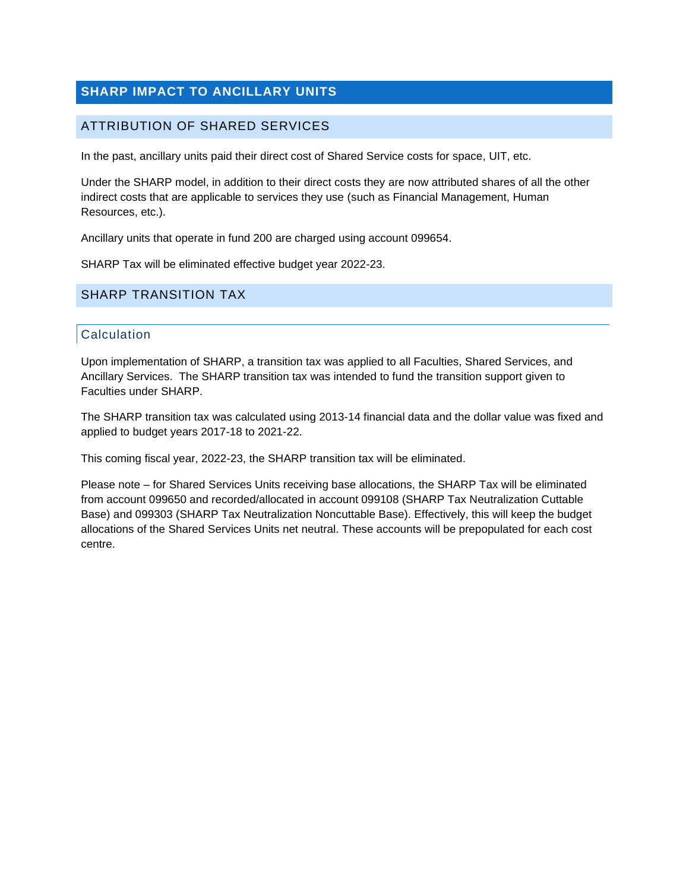# SHARP IMPACT TO ANCILLARY UNITS

## ATTRIBUTION OF SHARED SERVICES

In the past, ancillary units paid their direct cost of Shared Service costs for space, UIT, etc.

Under the SHARP model, in addition to their direct costs they are now attributed shares of all the other indirect costs that are applicable to services they use (such as Financial Management, Human Resources, etc.).

Ancillary units that operate in fund 200 are charged using account 099654.

SHARP Tax will be eliminated effective budget year 2022-23.

## SHARP TRANSITION TAX

### Calculation

Upon implementation of SHARP, a transition tax was applied to all Faculties, Shared Services, and Ancillary Services. The SHARP transition tax was intended to fund the transition support given to Faculties under SHARP.

The SHARP transition tax was calculated using 2013-14 financial data and the dollar value was fixed and applied to budget years 2017-18 to 2021-22.

This coming fiscal year, 2022-23, the SHARP transition tax will be eliminated.

Please note – for Shared Services Units receiving base allocations, the SHARP Tax will be eliminated from account 099650 and recorded/allocated in account 099108 (SHARP Tax Neutralization Cuttable Base) and 099303 (SHARP Tax Neutralization Noncuttable Base). Effectively, this will keep the budget allocations of the Shared Services Units net neutral. These accounts will be prepopulated for each cost centre.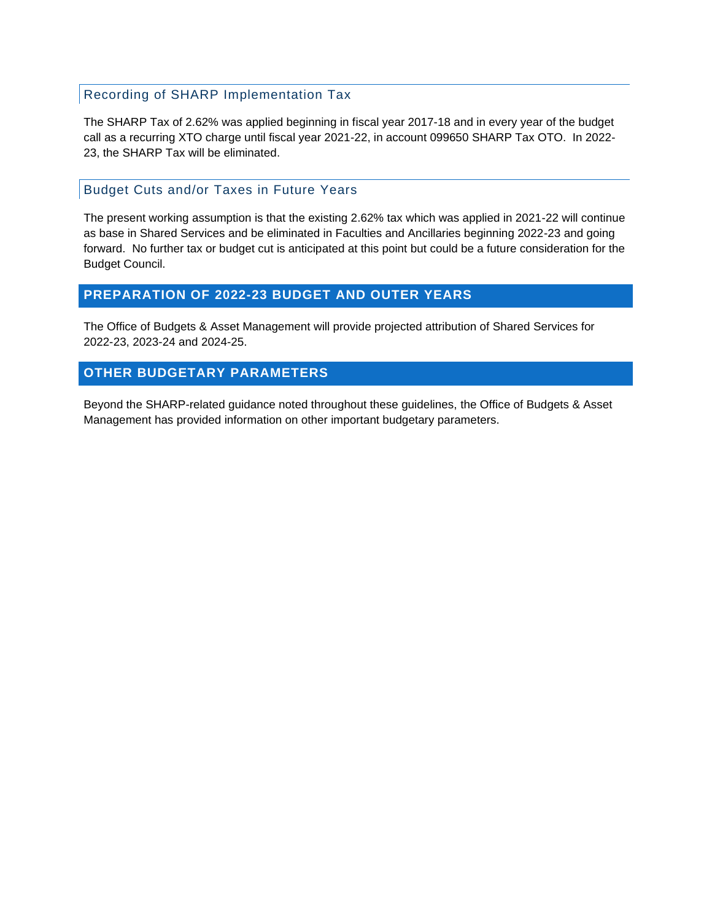### Recording of SHARP Implementation Tax

The SHARP Tax of 2.62% was applied beginning in fiscal year 2017-18 and in every year of the budget call as a recurring XTO charge until fiscal year 2021-22, in account 099650 SHARP Tax OTO. In 2022-23, the SHARP Tax will be eliminated.

### Budget Cuts and/or Taxes in Future Years

The present working assumption is that the existing 2.62% tax which was applied in 2021-22 will continue as base in Shared Services and be eliminated in Faculties and Ancillaries beginning 2022-23 and going forward. No further tax or budget cut is anticipated at this point but could be a future consideration for the Budget Council.

## PREPARATION OF 2022-23 BUDGET AND OUTER YEARS

The Office of Budgets & Asset Management will provide projected attribution of Shared Services for 2022-23, 2023-24 and 2024-25.

## OTHER BUDGETARY PARAMETERS

Beyond the SHARP-related guidance noted throughout these guidelines, the Office of Budgets & Asset Management has provided information on other important budgetary parameters.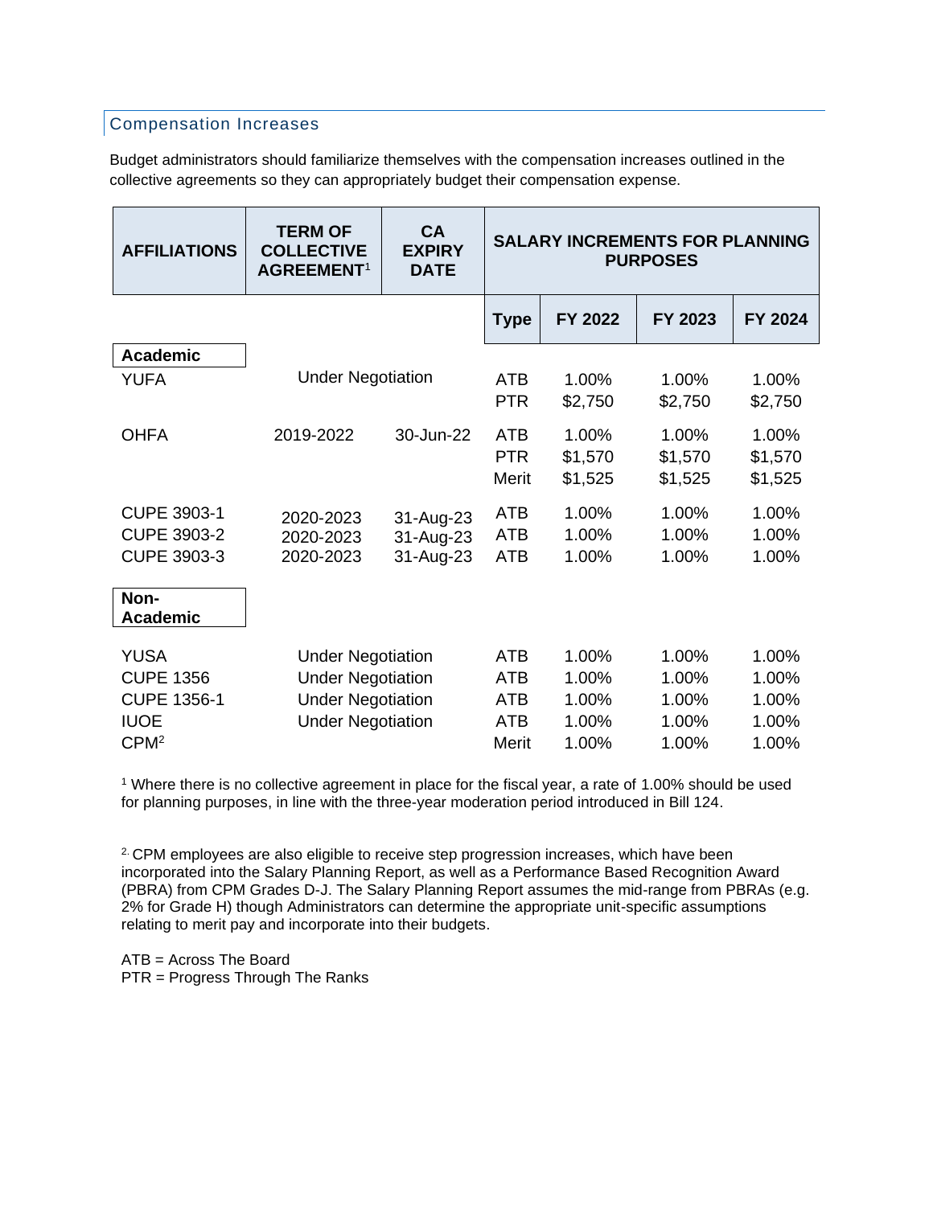## Compensation Increases

Budget administrators should familiarize themselves with the compensation increases outlined in the collective agreements so they can appropriately budget their compensation expense.

| AFFILIATIONS | TERM OF COLLECTIVE AGREEMENT[1] | CA EXPIRY DATE | SALARY INCREMENTS FOR PLANNING PURPOSES | | | |
|---|---|---|---|---|---|---|
| | | | Type | FY 2022 | FY 2023 | FY 2024 |
| **Academic** | | | | | | |
| YUFA | Under Negotiation | | ATB | 1.00% | 1.00% | 1.00% |
| | | | PTR | $2,750 | $2,750 | $2,750 |
| OHFA | 2019-2022 | 30-Jun-22 | ATB | 1.00% | 1.00% | 1.00% |
| | | | PTR | $1,570 | $1,570 | $1,570 |
| | | | Merit | $1,525 | $1,525 | $1,525 |
| CUPE 3903-1 | 2020-2023 | 31-Aug-23 | ATB | 1.00% | 1.00% | 1.00% |
| CUPE 3903-2 | 2020-2023 | 31-Aug-23 | ATB | 1.00% | 1.00% | 1.00% |
| CUPE 3903-3 | 2020-2023 | 31-Aug-23 | ATB | 1.00% | 1.00% | 1.00% |
| **Non-Academic** | | | | | | |
| YUSA | Under Negotiation | | ATB | 1.00% | 1.00% | 1.00% |
| CUPE 1356 | Under Negotiation | | ATB | 1.00% | 1.00% | 1.00% |
| CUPE 1356-1 | Under Negotiation | | ATB | 1.00% | 1.00% | 1.00% |
| IUOE | Under Negotiation | | ATB | 1.00% | 1.00% | 1.00% |
| CPM[2] | | | Merit | 1.00% | 1.00% | 1.00% |

[1] Where there is no collective agreement in place for the fiscal year, a rate of 1.00% should be used for planning purposes, in line with the three-year moderation period introduced in Bill 124.

[2.] CPM employees are also eligible to receive step progression increases, which have been incorporated into the Salary Planning Report, as well as a Performance Based Recognition Award (PBRA) from CPM Grades D-J. The Salary Planning Report assumes the mid-range from PBRAs (e.g. 2% for Grade H) though Administrators can determine the appropriate unit-specific assumptions relating to merit pay and incorporate into their budgets.

ATB = Across The Board
PTR = Progress Through The Ranks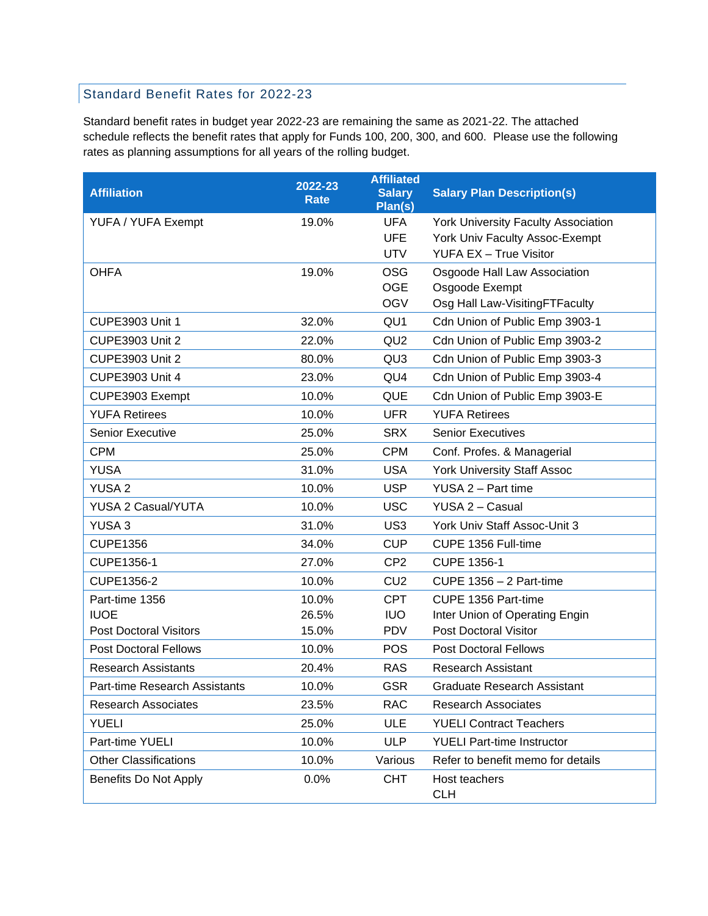## Standard Benefit Rates for 2022-23

Standard benefit rates in budget year 2022-23 are remaining the same as 2021-22. The attached schedule reflects the benefit rates that apply for Funds 100, 200, 300, and 600. Please use the following rates as planning assumptions for all years of the rolling budget.

| Affiliation | 2022-23 Rate | Affiliated Salary Plan(s) | Salary Plan Description(s) |
|---|---|---|---|
| YUFA / YUFA Exempt | 19.0% | UFA<br>UFE<br>UTV | York University Faculty Association<br>York Univ Faculty Assoc-Exempt<br>YUFA EX – True Visitor |
| OHFA | 19.0% | OSG<br>OGE<br>OGV | Osgoode Hall Law Association<br>Osgoode Exempt<br>Osg Hall Law-VisitingFTFaculty |
| CUPE3903 Unit 1 | 32.0% | QU1 | Cdn Union of Public Emp 3903-1 |
| CUPE3903 Unit 2 | 22.0% | QU2 | Cdn Union of Public Emp 3903-2 |
| CUPE3903 Unit 2 | 80.0% | QU3 | Cdn Union of Public Emp 3903-3 |
| CUPE3903 Unit 4 | 23.0% | QU4 | Cdn Union of Public Emp 3903-4 |
| CUPE3903 Exempt | 10.0% | QUE | Cdn Union of Public Emp 3903-E |
| YUFA Retirees | 10.0% | UFR | YUFA Retirees |
| Senior Executive | 25.0% | SRX | Senior Executives |
| CPM | 25.0% | CPM | Conf. Profes. & Managerial |
| YUSA | 31.0% | USA | York University Staff Assoc |
| YUSA 2 | 10.0% | USP | YUSA 2 – Part time |
| YUSA 2 Casual/YUTA | 10.0% | USC | YUSA 2 – Casual |
| YUSA 3 | 31.0% | US3 | York Univ Staff Assoc-Unit 3 |
| CUPE1356 | 34.0% | CUP | CUPE 1356 Full-time |
| CUPE1356-1 | 27.0% | CP2 | CUPE 1356-1 |
| CUPE1356-2 | 10.0% | CU2 | CUPE 1356 – 2 Part-time |
| Part-time 1356<br>IUOE<br>Post Doctoral Visitors | 10.0%<br>26.5%<br>15.0% | CPT<br>IUO<br>PDV | CUPE 1356 Part-time<br>Inter Union of Operating Engin<br>Post Doctoral Visitor |
| Post Doctoral Fellows | 10.0% | POS | Post Doctoral Fellows |
| Research Assistants | 20.4% | RAS | Research Assistant |
| Part-time Research Assistants | 10.0% | GSR | Graduate Research Assistant |
| Research Associates | 23.5% | RAC | Research Associates |
| YUELI | 25.0% | ULE | YUELI Contract Teachers |
| Part-time YUELI | 10.0% | ULP | YUELI Part-time Instructor |
| Other Classifications | 10.0% | Various | Refer to benefit memo for details |
| Benefits Do Not Apply | 0.0% | CHT | Host teachers<br>CLH |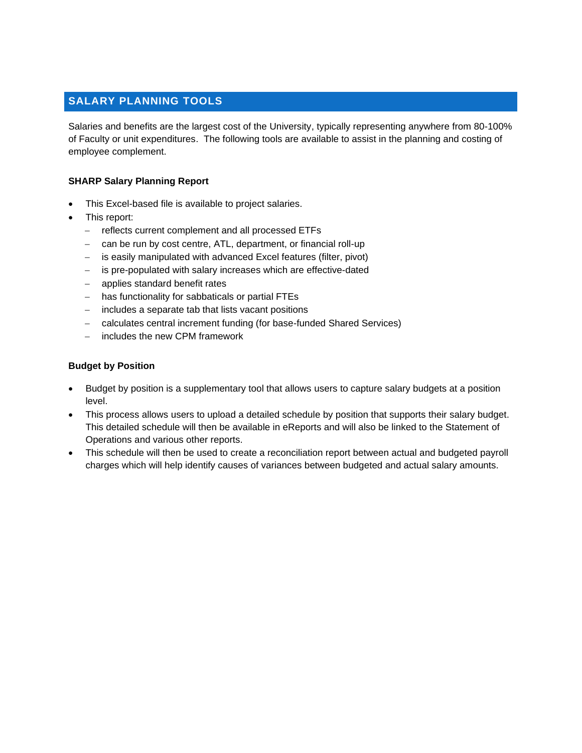## SALARY PLANNING TOOLS

Salaries and benefits are the largest cost of the University, typically representing anywhere from 80-100% of Faculty or unit expenditures. The following tools are available to assist in the planning and costing of employee complement.

### SHARP Salary Planning Report

- This Excel-based file is available to project salaries.
- This report:
  - reflects current complement and all processed ETFs
  - can be run by cost centre, ATL, department, or financial roll-up
  - is easily manipulated with advanced Excel features (filter, pivot)
  - is pre-populated with salary increases which are effective-dated
  - applies standard benefit rates
  - has functionality for sabbaticals or partial FTEs
  - includes a separate tab that lists vacant positions
  - calculates central increment funding (for base-funded Shared Services)
  - includes the new CPM framework

### Budget by Position

- Budget by position is a supplementary tool that allows users to capture salary budgets at a position level.
- This process allows users to upload a detailed schedule by position that supports their salary budget. This detailed schedule will then be available in eReports and will also be linked to the Statement of Operations and various other reports.
- This schedule will then be used to create a reconciliation report between actual and budgeted payroll charges which will help identify causes of variances between budgeted and actual salary amounts.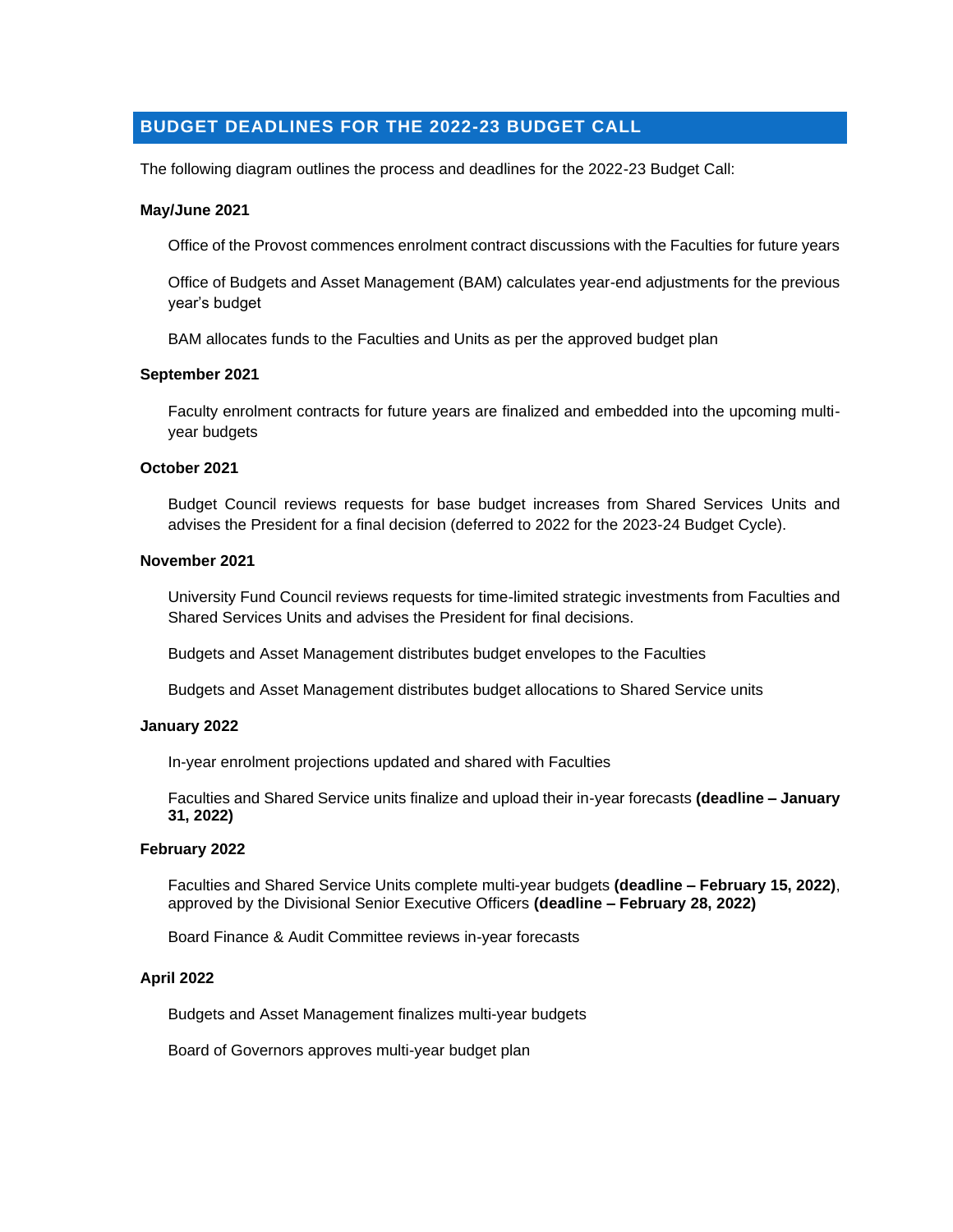## BUDGET DEADLINES FOR THE 2022-23 BUDGET CALL

The following diagram outlines the process and deadlines for the 2022-23 Budget Call:

**May/June 2021**

Office of the Provost commences enrolment contract discussions with the Faculties for future years

Office of Budgets and Asset Management (BAM) calculates year-end adjustments for the previous year's budget

BAM allocates funds to the Faculties and Units as per the approved budget plan

**September 2021**

Faculty enrolment contracts for future years are finalized and embedded into the upcoming multi-year budgets

**October 2021**

Budget Council reviews requests for base budget increases from Shared Services Units and advises the President for a final decision (deferred to 2022 for the 2023-24 Budget Cycle).

**November 2021**

University Fund Council reviews requests for time-limited strategic investments from Faculties and Shared Services Units and advises the President for final decisions.

Budgets and Asset Management distributes budget envelopes to the Faculties

Budgets and Asset Management distributes budget allocations to Shared Service units

**January 2022**

In-year enrolment projections updated and shared with Faculties

Faculties and Shared Service units finalize and upload their in-year forecasts **(deadline – January 31, 2022)**

**February 2022**

Faculties and Shared Service Units complete multi-year budgets **(deadline – February 15, 2022)**, approved by the Divisional Senior Executive Officers **(deadline – February 28, 2022)**

Board Finance & Audit Committee reviews in-year forecasts

**April 2022**

Budgets and Asset Management finalizes multi-year budgets

Board of Governors approves multi-year budget plan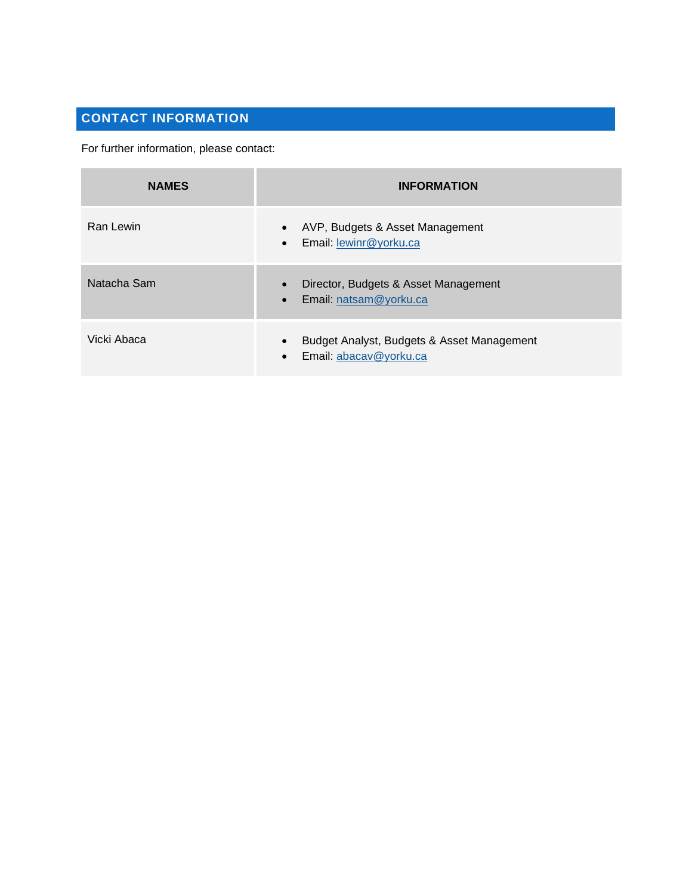## CONTACT INFORMATION

For further information, please contact:

| NAMES | INFORMATION |
|---|---|
| Ran Lewin | • AVP, Budgets & Asset Management<br>• Email: lewinr@yorku.ca |
| Natacha Sam | • Director, Budgets & Asset Management<br>• Email: natsam@yorku.ca |
| Vicki Abaca | • Budget Analyst, Budgets & Asset Management<br>• Email: abacav@yorku.ca |